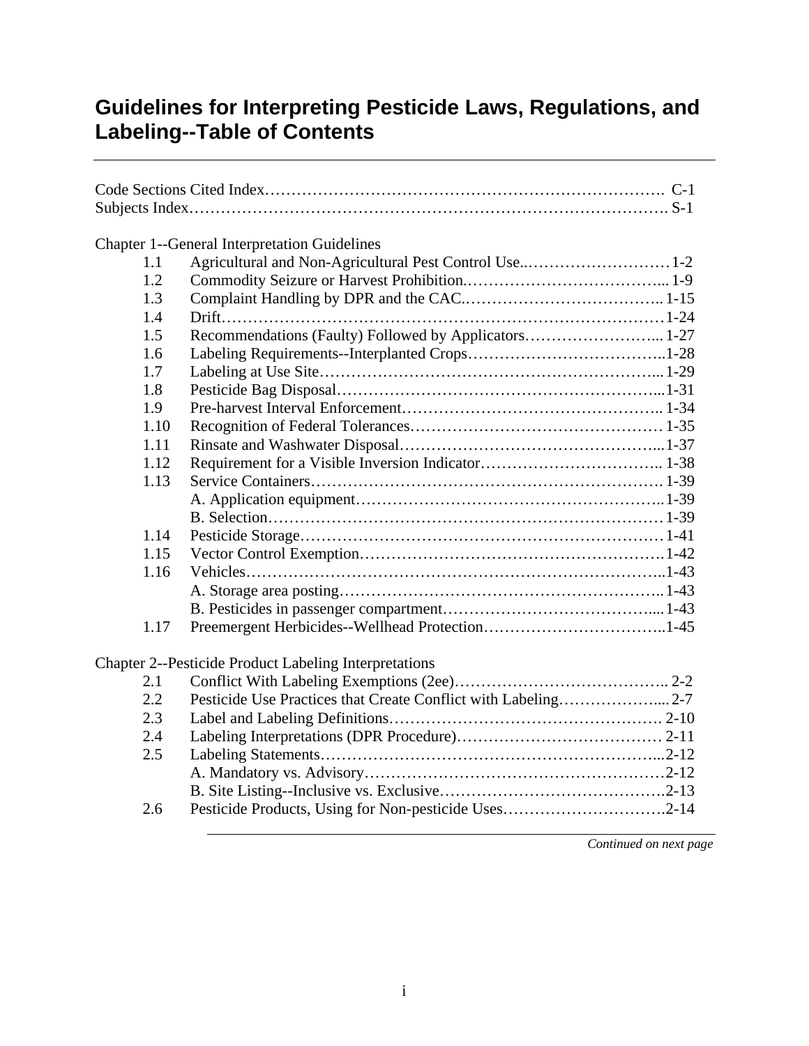# Guidelines for Interpreting Pesticide Laws, Regulations, and Labeling--Table of Contents

Code Sections Cited Index………………………………………………………………. C-1
Subjects Index……………………………………………………………………………. S-1

Chapter 1--General Interpretation Guidelines

| | | |
|---|---|---|
| 1.1 | Agricultural and Non-Agricultural Pest Control Use | 1-2 |
| 1.2 | Commodity Seizure or Harvest Prohibition | 1-9 |
| 1.3 | Complaint Handling by DPR and the CAC | 1-15 |
| 1.4 | Drift | 1-24 |
| 1.5 | Recommendations (Faulty) Followed by Applicators | 1-27 |
| 1.6 | Labeling Requirements--Interplanted Crops | 1-28 |
| 1.7 | Labeling at Use Site | 1-29 |
| 1.8 | Pesticide Bag Disposal | 1-31 |
| 1.9 | Pre-harvest Interval Enforcement | 1-34 |
| 1.10 | Recognition of Federal Tolerances | 1-35 |
| 1.11 | Rinsate and Washwater Disposal | 1-37 |
| 1.12 | Requirement for a Visible Inversion Indicator | 1-38 |
| 1.13 | Service Containers | 1-39 |
| | A. Application equipment | 1-39 |
| | B. Selection | 1-39 |
| 1.14 | Pesticide Storage | 1-41 |
| 1.15 | Vector Control Exemption | 1-42 |
| 1.16 | Vehicles | 1-43 |
| | A. Storage area posting | 1-43 |
| | B. Pesticides in passenger compartment | 1-43 |
| 1.17 | Preemergent Herbicides--Wellhead Protection | 1-45 |

Chapter 2--Pesticide Product Labeling Interpretations

| | | |
|---|---|---|
| 2.1 | Conflict With Labeling Exemptions (2ee) | 2-2 |
| 2.2 | Pesticide Use Practices that Create Conflict with Labeling | 2-7 |
| 2.3 | Label and Labeling Definitions | 2-10 |
| 2.4 | Labeling Interpretations (DPR Procedure) | 2-11 |
| 2.5 | Labeling Statements | 2-12 |
| | A. Mandatory vs. Advisory | 2-12 |
| | B. Site Listing--Inclusive vs. Exclusive | 2-13 |
| 2.6 | Pesticide Products, Using for Non-pesticide Uses | 2-14 |

*Continued on next page*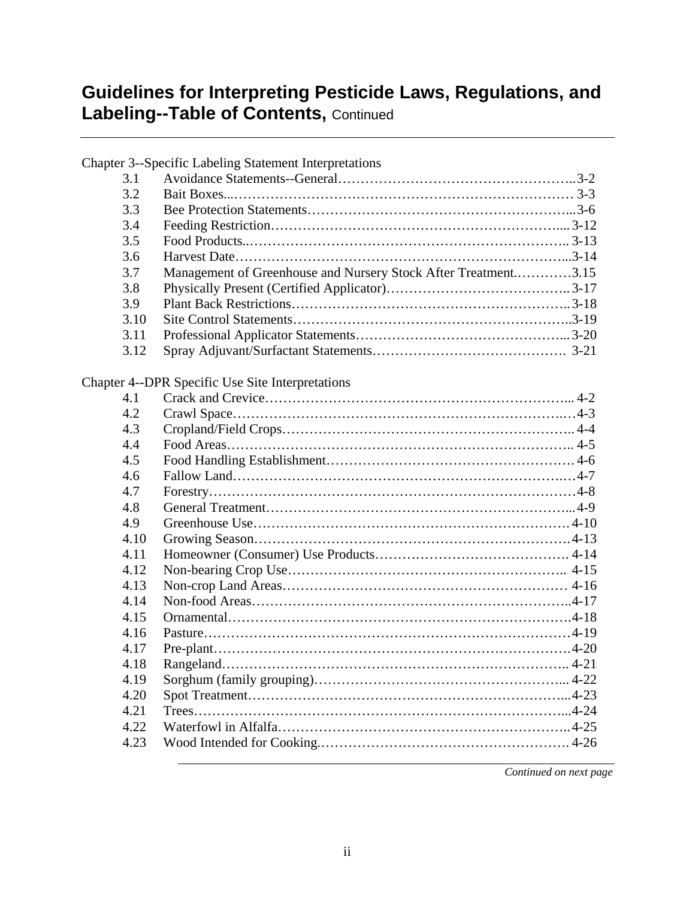# Guidelines for Interpreting Pesticide Laws, Regulations, and Labeling--Table of Contents, Continued

Chapter 3--Specific Labeling Statement Interpretations

| | | |
|---|---|---|
| 3.1 | Avoidance Statements--General | 3-2 |
| 3.2 | Bait Boxes | 3-3 |
| 3.3 | Bee Protection Statements | 3-6 |
| 3.4 | Feeding Restriction | 3-12 |
| 3.5 | Food Products | 3-13 |
| 3.6 | Harvest Date | 3-14 |
| 3.7 | Management of Greenhouse and Nursery Stock After Treatment | 3.15 |
| 3.8 | Physically Present (Certified Applicator) | 3-17 |
| 3.9 | Plant Back Restrictions | 3-18 |
| 3.10 | Site Control Statements | 3-19 |
| 3.11 | Professional Applicator Statements | 3-20 |
| 3.12 | Spray Adjuvant/Surfactant Statements | 3-21 |

Chapter 4--DPR Specific Use Site Interpretations

| | | |
|---|---|---|
| 4.1 | Crack and Crevice | 4-2 |
| 4.2 | Crawl Space | 4-3 |
| 4.3 | Cropland/Field Crops | 4-4 |
| 4.4 | Food Areas | 4-5 |
| 4.5 | Food Handling Establishment | 4-6 |
| 4.6 | Fallow Land | 4-7 |
| 4.7 | Forestry | 4-8 |
| 4.8 | General Treatment | 4-9 |
| 4.9 | Greenhouse Use | 4-10 |
| 4.10 | Growing Season | 4-13 |
| 4.11 | Homeowner (Consumer) Use Products | 4-14 |
| 4.12 | Non-bearing Crop Use | 4-15 |
| 4.13 | Non-crop Land Areas | 4-16 |
| 4.14 | Non-food Areas | 4-17 |
| 4.15 | Ornamental | 4-18 |
| 4.16 | Pasture | 4-19 |
| 4.17 | Pre-plant | 4-20 |
| 4.18 | Rangeland | 4-21 |
| 4.19 | Sorghum (family grouping) | 4-22 |
| 4.20 | Spot Treatment | 4-23 |
| 4.21 | Trees | 4-24 |
| 4.22 | Waterfowl in Alfalfa | 4-25 |
| 4.23 | Wood Intended for Cooking | 4-26 |

*Continued on next page*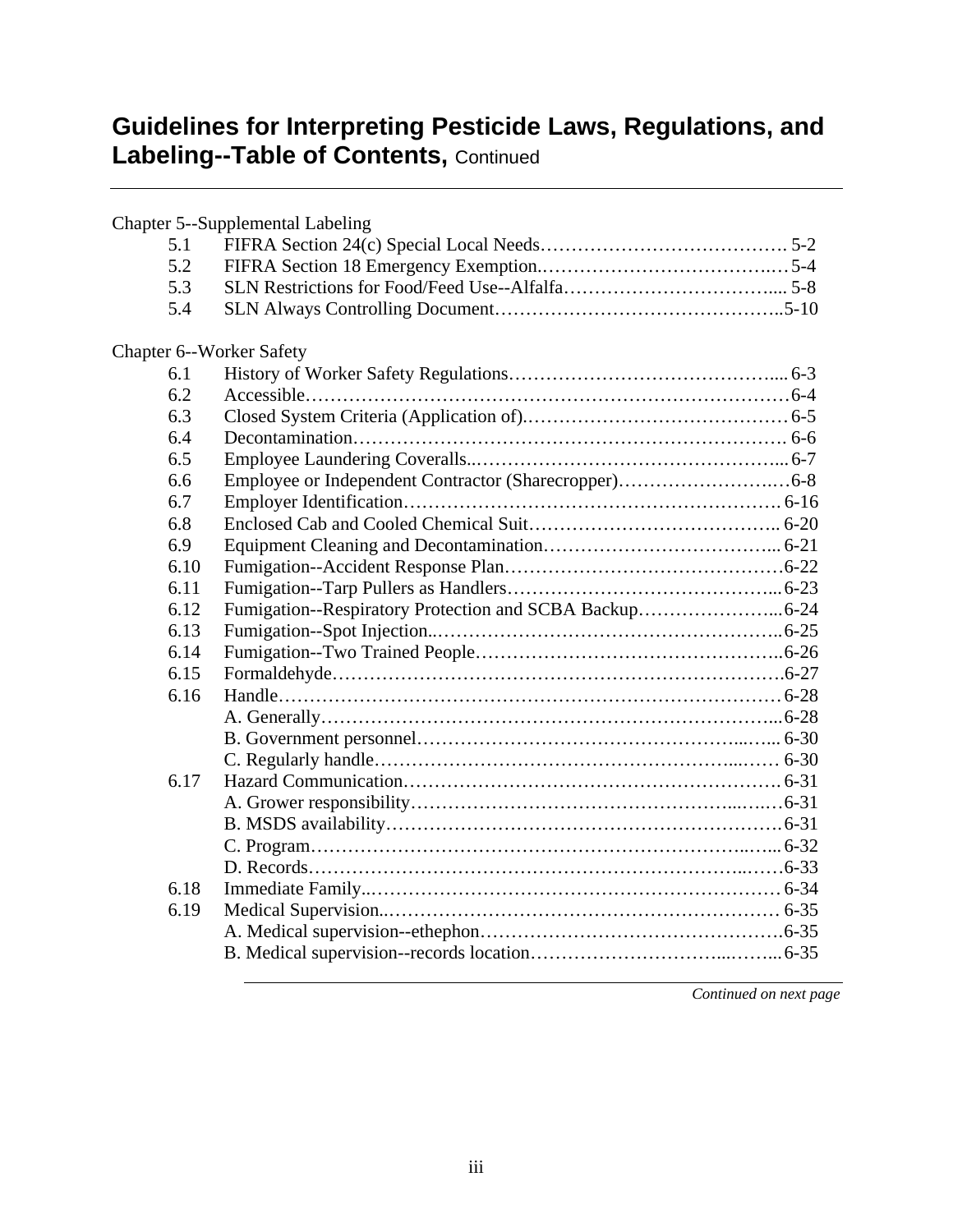## Guidelines for Interpreting Pesticide Laws, Regulations, and Labeling--Table of Contents, Continued

Chapter 5--Supplemental Labeling

| | | |
|---|---|---|
| 5.1 | FIFRA Section 24(c) Special Local Needs | 5-2 |
| 5.2 | FIFRA Section 18 Emergency Exemption | 5-4 |
| 5.3 | SLN Restrictions for Food/Feed Use--Alfalfa | 5-8 |
| 5.4 | SLN Always Controlling Document | 5-10 |

Chapter 6--Worker Safety

| | | |
|---|---|---|
| 6.1 | History of Worker Safety Regulations | 6-3 |
| 6.2 | Accessible | 6-4 |
| 6.3 | Closed System Criteria (Application of) | 6-5 |
| 6.4 | Decontamination | 6-6 |
| 6.5 | Employee Laundering Coveralls | 6-7 |
| 6.6 | Employee or Independent Contractor (Sharecropper) | 6-8 |
| 6.7 | Employer Identification | 6-16 |
| 6.8 | Enclosed Cab and Cooled Chemical Suit | 6-20 |
| 6.9 | Equipment Cleaning and Decontamination | 6-21 |
| 6.10 | Fumigation--Accident Response Plan | 6-22 |
| 6.11 | Fumigation--Tarp Pullers as Handlers | 6-23 |
| 6.12 | Fumigation--Respiratory Protection and SCBA Backup | 6-24 |
| 6.13 | Fumigation--Spot Injection | 6-25 |
| 6.14 | Fumigation--Two Trained People | 6-26 |
| 6.15 | Formaldehyde | 6-27 |
| 6.16 | Handle | 6-28 |
| | A. Generally | 6-28 |
| | B. Government personnel | 6-30 |
| | C. Regularly handle | 6-30 |
| 6.17 | Hazard Communication | 6-31 |
| | A. Grower responsibility | 6-31 |
| | B. MSDS availability | 6-31 |
| | C. Program | 6-32 |
| | D. Records | 6-33 |
| 6.18 | Immediate Family | 6-34 |
| 6.19 | Medical Supervision | 6-35 |
| | A. Medical supervision--ethephon | 6-35 |
| | B. Medical supervision--records location | 6-35 |

*Continued on next page*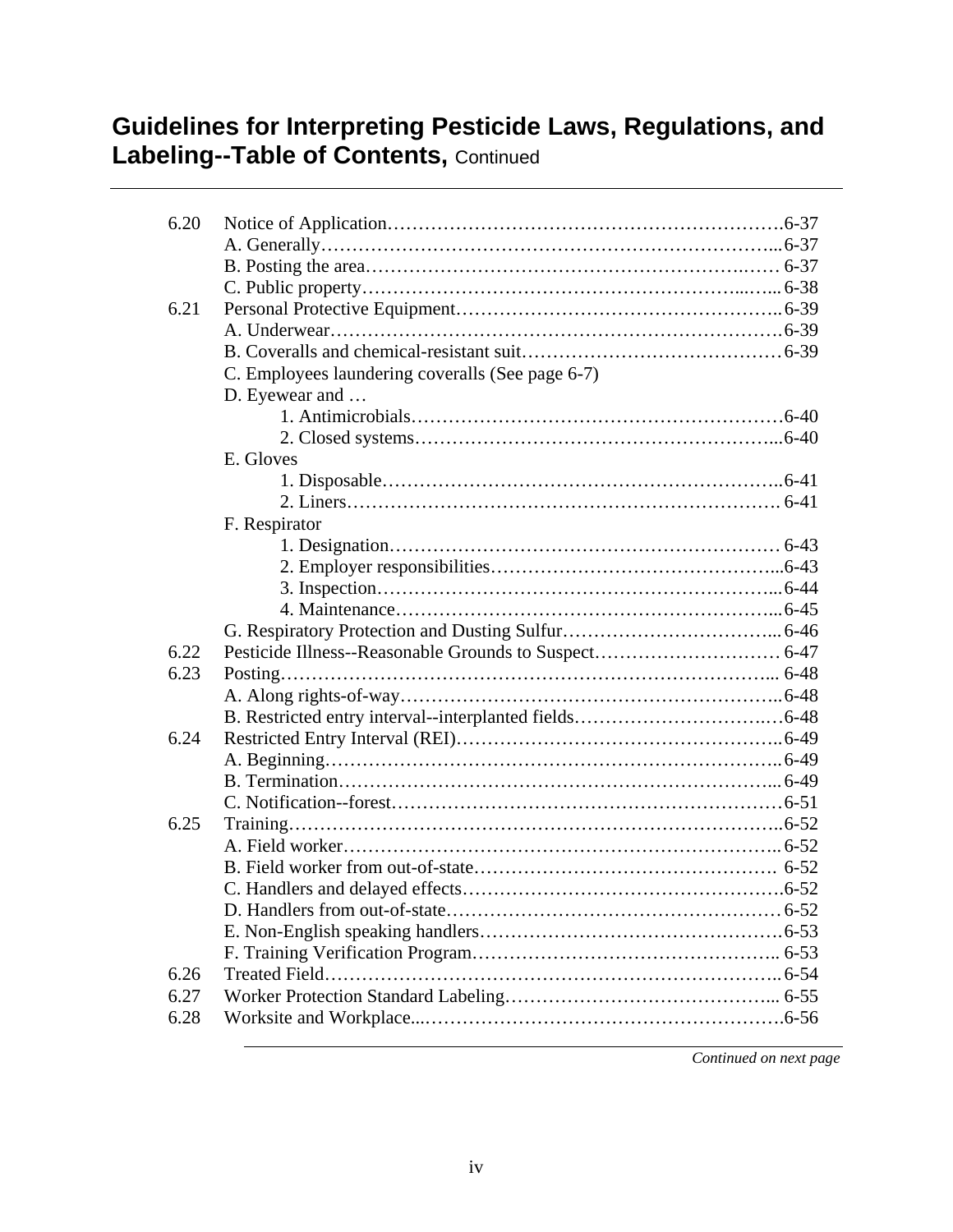## Guidelines for Interpreting Pesticide Laws, Regulations, and Labeling--Table of Contents, Continued

| | | |
|---|---|---|
| 6.20 | Notice of Application | 6-37 |
| | A. Generally | 6-37 |
| | B. Posting the area | 6-37 |
| | C. Public property | 6-38 |
| 6.21 | Personal Protective Equipment | 6-39 |
| | A. Underwear | 6-39 |
| | B. Coveralls and chemical-resistant suit | 6-39 |
| | C. Employees laundering coveralls (See page 6-7) | |
| | D. Eyewear and … | |
| | 1. Antimicrobials | 6-40 |
| | 2. Closed systems | 6-40 |
| | E. Gloves | |
| | 1. Disposable | 6-41 |
| | 2. Liners | 6-41 |
| | F. Respirator | |
| | 1. Designation | 6-43 |
| | 2. Employer responsibilities | 6-43 |
| | 3. Inspection | 6-44 |
| | 4. Maintenance | 6-45 |
| | G. Respiratory Protection and Dusting Sulfur | 6-46 |
| 6.22 | Pesticide Illness--Reasonable Grounds to Suspect | 6-47 |
| 6.23 | Posting | 6-48 |
| | A. Along rights-of-way | 6-48 |
| | B. Restricted entry interval--interplanted fields | 6-48 |
| 6.24 | Restricted Entry Interval (REI) | 6-49 |
| | A. Beginning | 6-49 |
| | B. Termination | 6-49 |
| | C. Notification--forest | 6-51 |
| 6.25 | Training | 6-52 |
| | A. Field worker | 6-52 |
| | B. Field worker from out-of-state | 6-52 |
| | C. Handlers and delayed effects | 6-52 |
| | D. Handlers from out-of-state | 6-52 |
| | E. Non-English speaking handlers | 6-53 |
| | F. Training Verification Program | 6-53 |
| 6.26 | Treated Field | 6-54 |
| 6.27 | Worker Protection Standard Labeling | 6-55 |
| 6.28 | Worksite and Workplace | 6-56 |

*Continued on next page*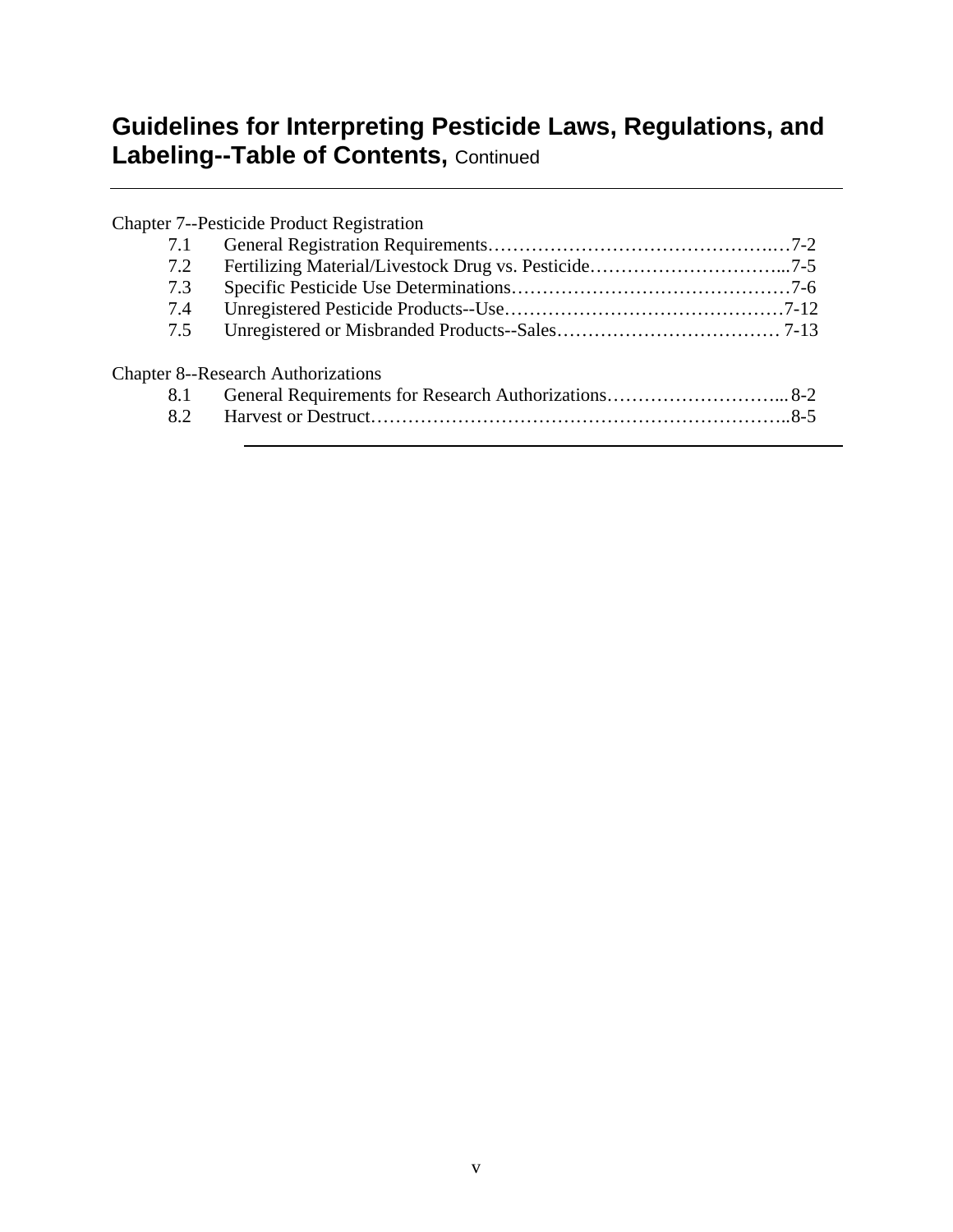# Guidelines for Interpreting Pesticide Laws, Regulations, and Labeling--Table of Contents, Continued

Chapter 7--Pesticide Product Registration

- 7.1 General Registration Requirements……………………………………….…7-2
- 7.2 Fertilizing Material/Livestock Drug vs. Pesticide…………………………...7-5
- 7.3 Specific Pesticide Use Determinations………………………………………7-6
- 7.4 Unregistered Pesticide Products--Use………………………………………7-12
- 7.5 Unregistered or Misbranded Products--Sales……………………………… 7-13

Chapter 8--Research Authorizations

- 8.1 General Requirements for Research Authorizations………………………... 8-2
- 8.2 Harvest or Destruct………………………………………………………………..8-5